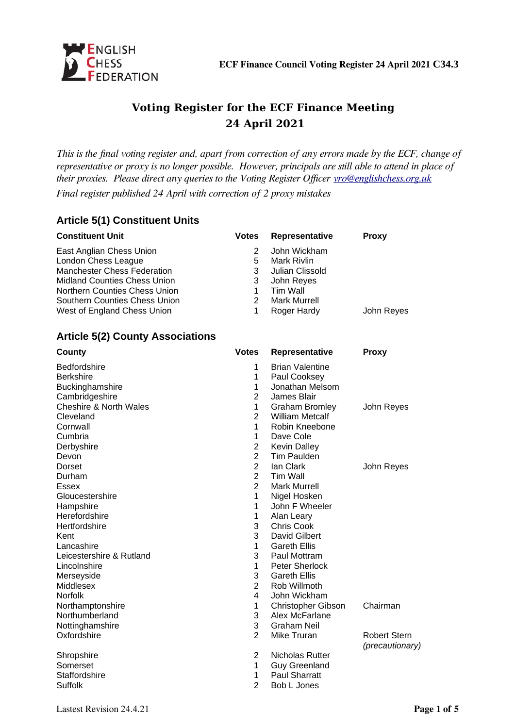ENGLISH CHESS FEDERATION

**ECF Finance Council Voting Register 24 April 2021 C34.3**

# Voting Register for the ECF Finance Meeting 24 April 2021

*This is the final voting register and, apart from correction of any errors made by the ECF, change of representative or proxy is no longer possible. However, principals are still able to attend in place of their proxies. Please direct any queries to the Voting Register Officer vro@englishchess.org.uk*

*Final register published 24 April with correction of 2 proxy mistakes*

## Article 5(1) Constituent Units

| Constituent Unit | Votes | Representative | Proxy |
|---|---|---|---|
| East Anglian Chess Union | 2 | John Wickham | |
| London Chess League | 5 | Mark Rivlin | |
| Manchester Chess Federation | 3 | Julian Clissold | |
| Midland Counties Chess Union | 3 | John Reyes | |
| Northern Counties Chess Union | 1 | Tim Wall | |
| Southern Counties Chess Union | 2 | Mark Murrell | |
| West of England Chess Union | 1 | Roger Hardy | John Reyes |

## Article 5(2) County Associations

| County | Votes | Representative | Proxy |
|---|---|---|---|
| Bedfordshire | 1 | Brian Valentine | |
| Berkshire | 1 | Paul Cooksey | |
| Buckinghamshire | 1 | Jonathan Melsom | |
| Cambridgeshire | 2 | James Blair | |
| Cheshire & North Wales | 1 | Graham Bromley | John Reyes |
| Cleveland | 2 | William Metcalf | |
| Cornwall | 1 | Robin Kneebone | |
| Cumbria | 1 | Dave Cole | |
| Derbyshire | 2 | Kevin Dalley | |
| Devon | 2 | Tim Paulden | |
| Dorset | 2 | Ian Clark | John Reyes |
| Durham | 2 | Tim Wall | |
| Essex | 2 | Mark Murrell | |
| Gloucestershire | 1 | Nigel Hosken | |
| Hampshire | 1 | John F Wheeler | |
| Herefordshire | 1 | Alan Leary | |
| Hertfordshire | 3 | Chris Cook | |
| Kent | 3 | David Gilbert | |
| Lancashire | 1 | Gareth Ellis | |
| Leicestershire & Rutland | 3 | Paul Mottram | |
| Lincolnshire | 1 | Peter Sherlock | |
| Merseyside | 3 | Gareth Ellis | |
| Middlesex | 2 | Rob Willmoth | |
| Norfolk | 4 | John Wickham | |
| Northamptonshire | 1 | Christopher Gibson | Chairman |
| Northumberland | 3 | Alex McFarlane | |
| Nottinghamshire | 3 | Graham Neil | |
| Oxfordshire | 2 | Mike Truran | Robert Stern *(precautionary)* |
| Shropshire | 2 | Nicholas Rutter | |
| Somerset | 1 | Guy Greenland | |
| Staffordshire | 1 | Paul Sharratt | |
| Suffolk | 2 | Bob L Jones | |

Lastest Revision 24.4.21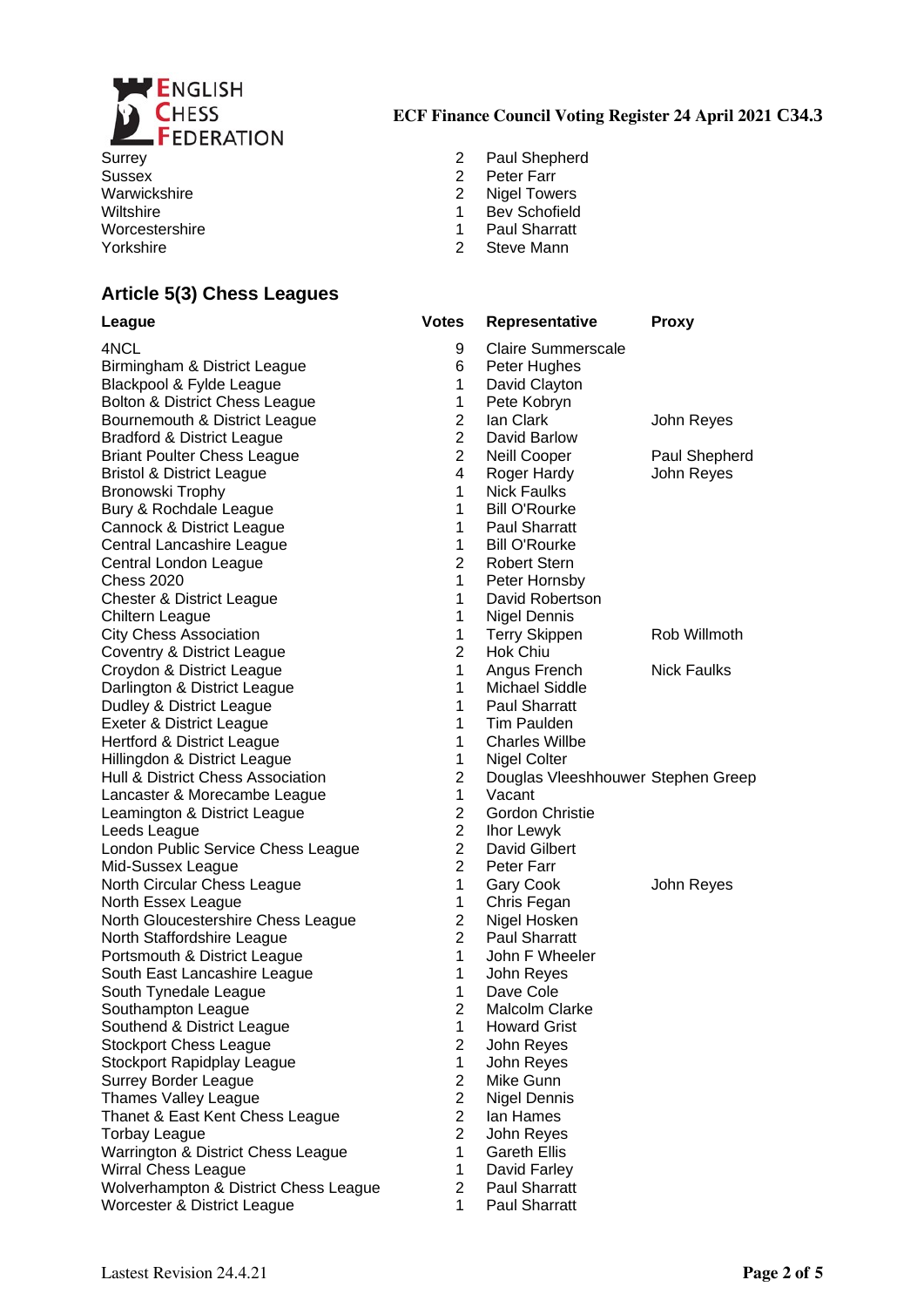**ECF Finance Council Voting Register 24 April 2021 C34.3**

| | | | |
|---|---|---|---|
| Surrey | 2 | Paul Shepherd | |
| Sussex | 2 | Peter Farr | |
| Warwickshire | 2 | Nigel Towers | |
| Wiltshire | 1 | Bev Schofield | |
| Worcestershire | 1 | Paul Sharratt | |
| Yorkshire | 2 | Steve Mann | |

## Article 5(3) Chess Leagues

| League | Votes | Representative | Proxy |
|---|---|---|---|
| 4NCL | 9 | Claire Summerscale | |
| Birmingham & District League | 6 | Peter Hughes | |
| Blackpool & Fylde League | 1 | David Clayton | |
| Bolton & District Chess League | 1 | Pete Kobryn | |
| Bournemouth & District League | 2 | Ian Clark | John Reyes |
| Bradford & District League | 2 | David Barlow | |
| Briant Poulter Chess League | 2 | Neill Cooper | Paul Shepherd |
| Bristol & District League | 4 | Roger Hardy | John Reyes |
| Bronowski Trophy | 1 | Nick Faulks | |
| Bury & Rochdale League | 1 | Bill O'Rourke | |
| Cannock & District League | 1 | Paul Sharratt | |
| Central Lancashire League | 1 | Bill O'Rourke | |
| Central London League | 2 | Robert Stern | |
| Chess 2020 | 1 | Peter Hornsby | |
| Chester & District League | 1 | David Robertson | |
| Chiltern League | 1 | Nigel Dennis | |
| City Chess Association | 1 | Terry Skippen | Rob Willmoth |
| Coventry & District League | 2 | Hok Chiu | |
| Croydon & District League | 1 | Angus French | Nick Faulks |
| Darlington & District League | 1 | Michael Siddle | |
| Dudley & District League | 1 | Paul Sharratt | |
| Exeter & District League | 1 | Tim Paulden | |
| Hertford & District League | 1 | Charles Willbe | |
| Hillingdon & District League | 1 | Nigel Colter | |
| Hull & District Chess Association | 2 | Douglas Vleeshhouwer | Stephen Greep |
| Lancaster & Morecambe League | 1 | Vacant | |
| Leamington & District League | 2 | Gordon Christie | |
| Leeds League | 2 | Ihor Lewyk | |
| London Public Service Chess League | 2 | David Gilbert | |
| Mid-Sussex League | 2 | Peter Farr | |
| North Circular Chess League | 1 | Gary Cook | John Reyes |
| North Essex League | 1 | Chris Fegan | |
| North Gloucestershire Chess League | 2 | Nigel Hosken | |
| North Staffordshire League | 2 | Paul Sharratt | |
| Portsmouth & District League | 1 | John F Wheeler | |
| South East Lancashire League | 1 | John Reyes | |
| South Tynedale League | 1 | Dave Cole | |
| Southampton League | 2 | Malcolm Clarke | |
| Southend & District League | 1 | Howard Grist | |
| Stockport Chess League | 2 | John Reyes | |
| Stockport Rapidplay League | 1 | John Reyes | |
| Surrey Border League | 2 | Mike Gunn | |
| Thames Valley League | 2 | Nigel Dennis | |
| Thanet & East Kent Chess League | 2 | Ian Hames | |
| Torbay League | 2 | John Reyes | |
| Warrington & District Chess League | 1 | Gareth Ellis | |
| Wirral Chess League | 1 | David Farley | |
| Wolverhampton & District Chess League | 2 | Paul Sharratt | |
| Worcester & District League | 1 | Paul Sharratt | |

Lastest Revision 24.4.21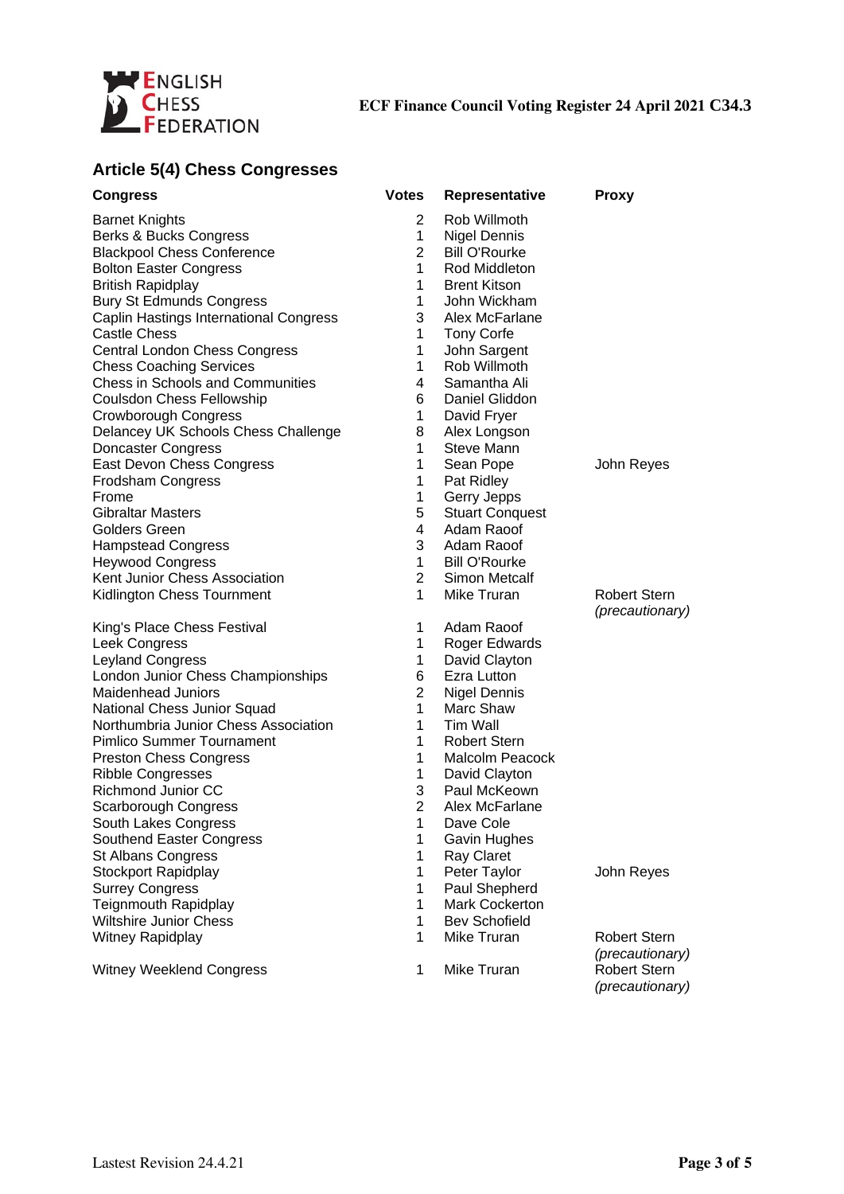## Article 5(4) Chess Congresses

| Congress | Votes | Representative | Proxy |
|---|---|---|---|
| Barnet Knights | 2 | Rob Willmoth | |
| Berks & Bucks Congress | 1 | Nigel Dennis | |
| Blackpool Chess Conference | 2 | Bill O'Rourke | |
| Bolton Easter Congress | 1 | Rod Middleton | |
| British Rapidplay | 1 | Brent Kitson | |
| Bury St Edmunds Congress | 1 | John Wickham | |
| Caplin Hastings International Congress | 3 | Alex McFarlane | |
| Castle Chess | 1 | Tony Corfe | |
| Central London Chess Congress | 1 | John Sargent | |
| Chess Coaching Services | 1 | Rob Willmoth | |
| Chess in Schools and Communities | 4 | Samantha Ali | |
| Coulsdon Chess Fellowship | 6 | Daniel Gliddon | |
| Crowborough Congress | 1 | David Fryer | |
| Delancey UK Schools Chess Challenge | 8 | Alex Longson | |
| Doncaster Congress | 1 | Steve Mann | |
| East Devon Chess Congress | 1 | Sean Pope | John Reyes |
| Frodsham Congress | 1 | Pat Ridley | |
| Frome | 1 | Gerry Jepps | |
| Gibraltar Masters | 5 | Stuart Conquest | |
| Golders Green | 4 | Adam Raoof | |
| Hampstead Congress | 3 | Adam Raoof | |
| Heywood Congress | 1 | Bill O'Rourke | |
| Kent Junior Chess Association | 2 | Simon Metcalf | |
| Kidlington Chess Tournment | 1 | Mike Truran | Robert Stern *(precautionary)* |
| King's Place Chess Festival | 1 | Adam Raoof | |
| Leek Congress | 1 | Roger Edwards | |
| Leyland Congress | 1 | David Clayton | |
| London Junior Chess Championships | 6 | Ezra Lutton | |
| Maidenhead Juniors | 2 | Nigel Dennis | |
| National Chess Junior Squad | 1 | Marc Shaw | |
| Northumbria Junior Chess Association | 1 | Tim Wall | |
| Pimlico Summer Tournament | 1 | Robert Stern | |
| Preston Chess Congress | 1 | Malcolm Peacock | |
| Ribble Congresses | 1 | David Clayton | |
| Richmond Junior CC | 3 | Paul McKeown | |
| Scarborough Congress | 2 | Alex McFarlane | |
| South Lakes Congress | 1 | Dave Cole | |
| Southend Easter Congress | 1 | Gavin Hughes | |
| St Albans Congress | 1 | Ray Claret | |
| Stockport Rapidplay | 1 | Peter Taylor | John Reyes |
| Surrey Congress | 1 | Paul Shepherd | |
| Teignmouth Rapidplay | 1 | Mark Cockerton | |
| Wiltshire Junior Chess | 1 | Bev Schofield | |
| Witney Rapidplay | 1 | Mike Truran | Robert Stern *(precautionary)* |
| Witney Weeklend Congress | 1 | Mike Truran | Robert Stern *(precautionary)* |

Lastest Revision 24.4.21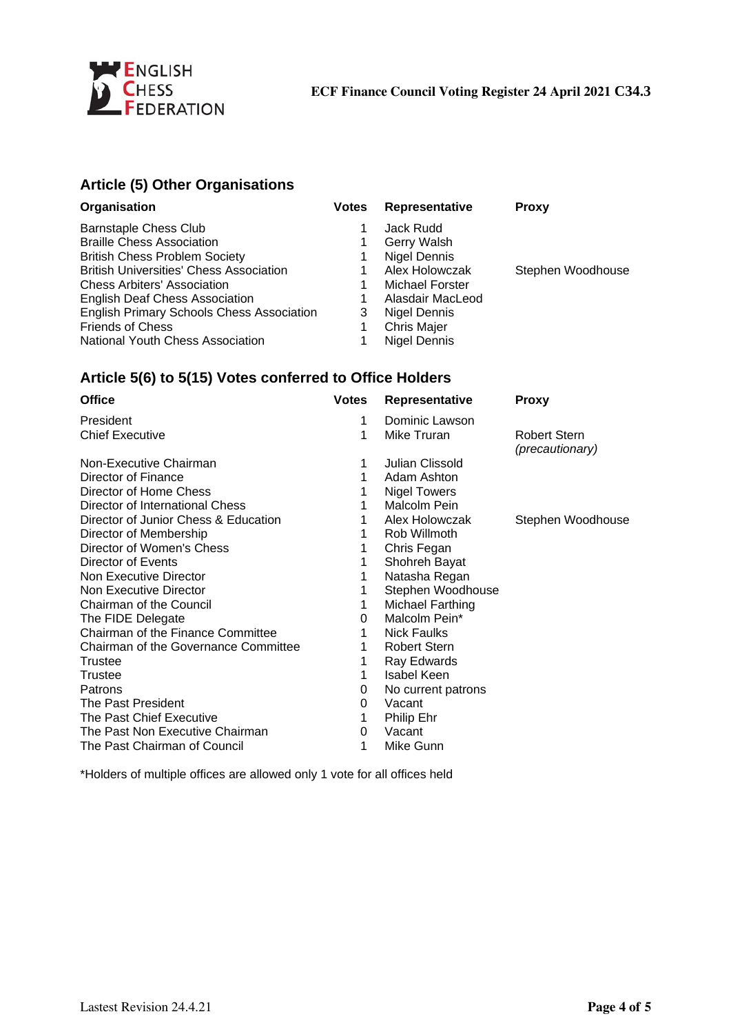## Article (5) Other Organisations

| Organisation | Votes | Representative | Proxy |
|---|---|---|---|
| Barnstaple Chess Club | 1 | Jack Rudd | |
| Braille Chess Association | 1 | Gerry Walsh | |
| British Chess Problem Society | 1 | Nigel Dennis | |
| British Universities' Chess Association | 1 | Alex Holowczak | Stephen Woodhouse |
| Chess Arbiters' Association | 1 | Michael Forster | |
| English Deaf Chess Association | 1 | Alasdair MacLeod | |
| English Primary Schools Chess Association | 3 | Nigel Dennis | |
| Friends of Chess | 1 | Chris Majer | |
| National Youth Chess Association | 1 | Nigel Dennis | |

## Article 5(6) to 5(15) Votes conferred to Office Holders

| Office | Votes | Representative | Proxy |
|---|---|---|---|
| President | 1 | Dominic Lawson | |
| Chief Executive | 1 | Mike Truran | Robert Stern *(precautionary)* |
| Non-Executive Chairman | 1 | Julian Clissold | |
| Director of Finance | 1 | Adam Ashton | |
| Director of Home Chess | 1 | Nigel Towers | |
| Director of International Chess | 1 | Malcolm Pein | |
| Director of Junior Chess & Education | 1 | Alex Holowczak | Stephen Woodhouse |
| Director of Membership | 1 | Rob Willmoth | |
| Director of Women's Chess | 1 | Chris Fegan | |
| Director of Events | 1 | Shohreh Bayat | |
| Non Executive Director | 1 | Natasha Regan | |
| Non Executive Director | 1 | Stephen Woodhouse | |
| Chairman of the Council | 1 | Michael Farthing | |
| The FIDE Delegate | 0 | Malcolm Pein* | |
| Chairman of the Finance Committee | 1 | Nick Faulks | |
| Chairman of the Governance Committee | 1 | Robert Stern | |
| Trustee | 1 | Ray Edwards | |
| Trustee | 1 | Isabel Keen | |
| Patrons | 0 | No current patrons | |
| The Past President | 0 | Vacant | |
| The Past Chief Executive | 1 | Philip Ehr | |
| The Past Non Executive Chairman | 0 | Vacant | |
| The Past Chairman of Council | 1 | Mike Gunn | |

*Holders of multiple offices are allowed only 1 vote for all offices held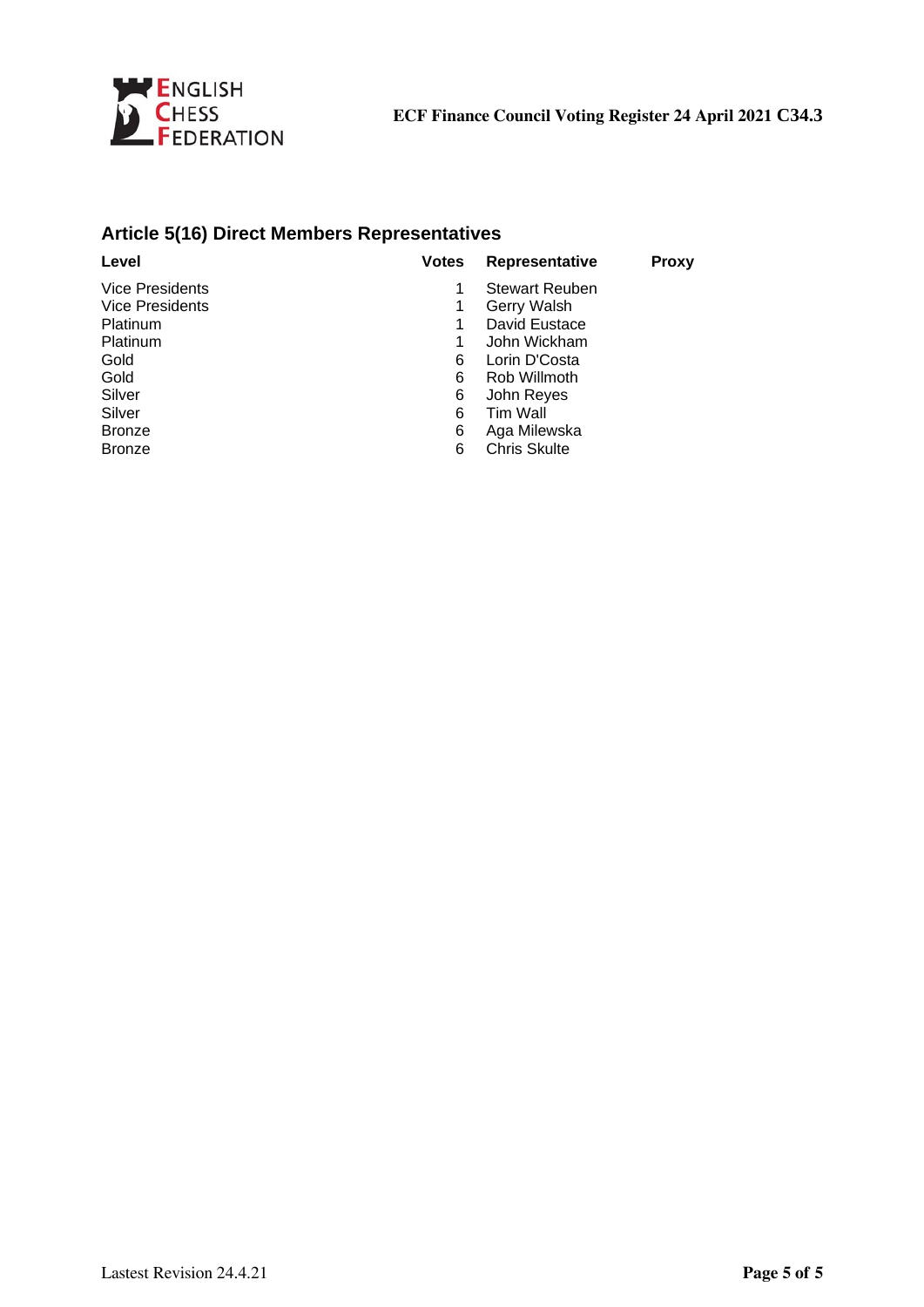## Article 5(16) Direct Members Representatives

| Level | Votes | Representative | Proxy |
|---|---|---|---|
| Vice Presidents | 1 | Stewart Reuben | |
| Vice Presidents | 1 | Gerry Walsh | |
| Platinum | 1 | David Eustace | |
| Platinum | 1 | John Wickham | |
| Gold | 6 | Lorin D'Costa | |
| Gold | 6 | Rob Willmoth | |
| Silver | 6 | John Reyes | |
| Silver | 6 | Tim Wall | |
| Bronze | 6 | Aga Milewska | |
| Bronze | 6 | Chris Skulte | |